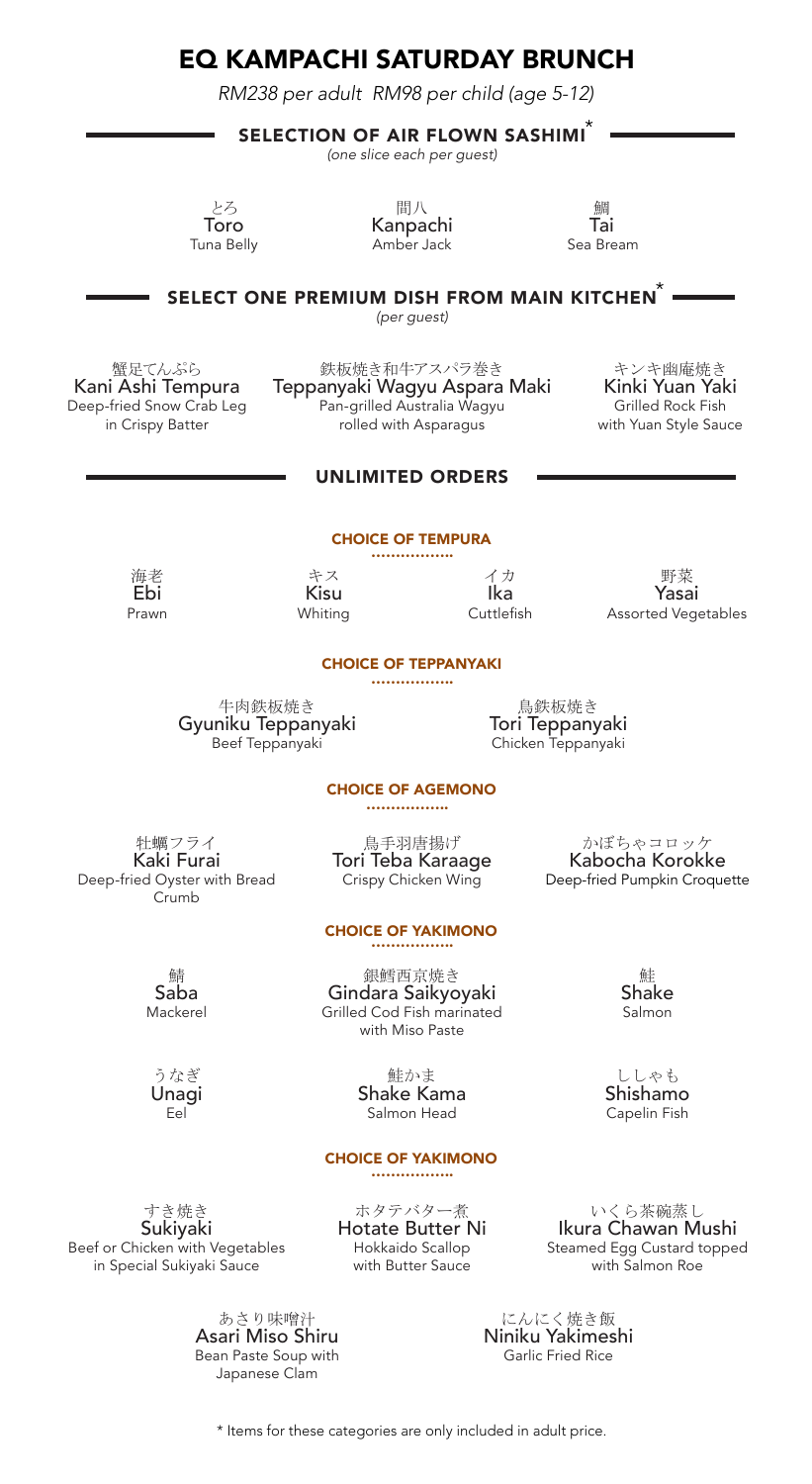# EQ KAMPACHI SATURDAY BRUNCH

*RM238 per adult RM98 per child (age 5-12)*

## SELECTION OF AIR FLOWN SASHIMI*

*(one slice each per guest)*

とろ
**Toro**
Tuna Belly

間八
**Kanpachi**
Amber Jack

鯛
**Tai**
Sea Bream

## SELECT ONE PREMIUM DISH FROM MAIN KITCHEN*

*(per guest)*

蟹足てんぷら
**Kani Ashi Tempura**
Deep-fried Snow Crab Leg in Crispy Batter

鉄板焼き和牛アスパラ巻き
**Teppanyaki Wagyu Aspara Maki**
Pan-grilled Australia Wagyu rolled with Asparagus

キンキ幽庵焼き
**Kinki Yuan Yaki**
Grilled Rock Fish with Yuan Style Sauce

## UNLIMITED ORDERS

### CHOICE OF TEMPURA

海老
**Ebi**
Prawn

キス
**Kisu**
Whiting

イカ
**Ika**
Cuttlefish

野菜
**Yasai**
Assorted Vegetables

### CHOICE OF TEPPANYAKI

牛肉鉄板焼き
**Gyuniku Teppanyaki**
Beef Teppanyaki

鳥鉄板焼き
**Tori Teppanyaki**
Chicken Teppanyaki

### CHOICE OF AGEMONO

牡蠣フライ
**Kaki Furai**
Deep-fried Oyster with Bread Crumb

鳥手羽唐揚げ
**Tori Teba Karaage**
Crispy Chicken Wing

かぼちゃコロッケ
**Kabocha Korokke**
Deep-fried Pumpkin Croquette

### CHOICE OF YAKIMONO

鯖
**Saba**
Mackerel

銀鱈西京焼き
**Gindara Saikyoyaki**
Grilled Cod Fish marinated with Miso Paste

鮭
**Shake**
Salmon

うなぎ
**Unagi**
Eel

鮭かま
**Shake Kama**
Salmon Head

ししゃも
**Shishamo**
Capelin Fish

### CHOICE OF YAKIMONO

すき焼き
**Sukiyaki**
Beef or Chicken with Vegetables in Special Sukiyaki Sauce

ホタテバター煮
**Hotate Butter Ni**
Hokkaido Scallop with Butter Sauce

いくら茶碗蒸し
**Ikura Chawan Mushi**
Steamed Egg Custard topped with Salmon Roe

あさり味噌汁
**Asari Miso Shiru**
Bean Paste Soup with Japanese Clam

にんにく焼き飯
**Niniku Yakimeshi**
Garlic Fried Rice

\* Items for these categories are only included in adult price.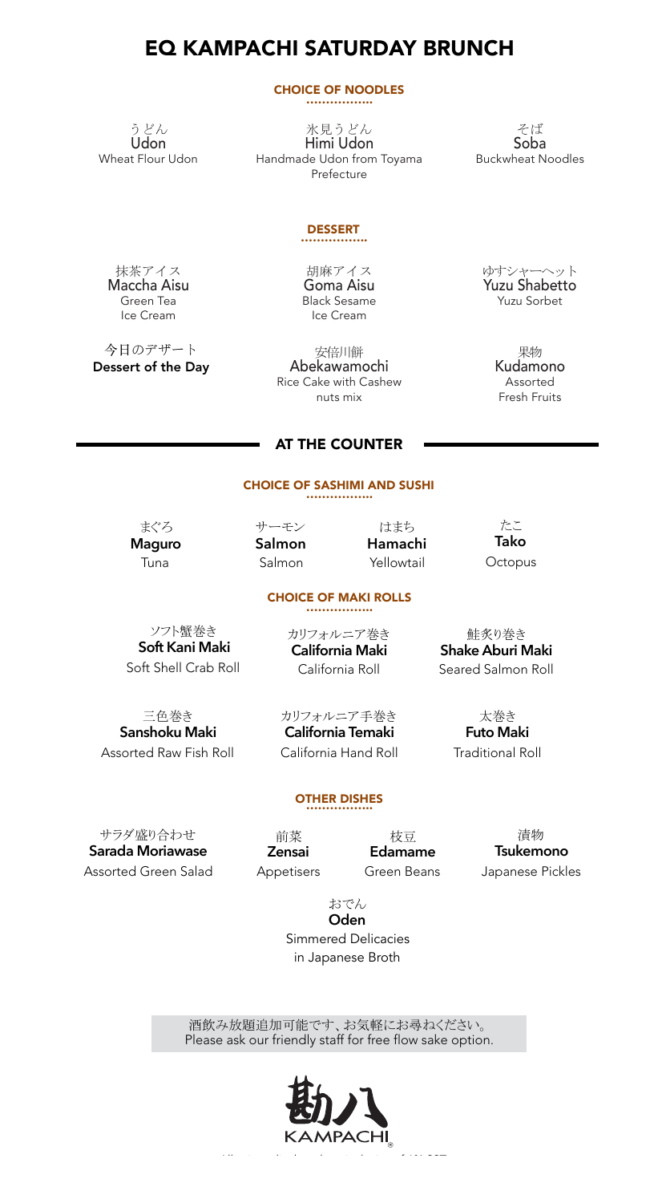# EQ KAMPACHI SATURDAY BRUNCH

## CHOICE OF NOODLES

うどん
**Udon**
Wheat Flour Udon

氷見うどん
**Himi Udon**
Handmade Udon from Toyama Prefecture

そば
**Soba**
Buckwheat Noodles

## DESSERT

抹茶アイス
**Maccha Aisu**
Green Tea Ice Cream

胡麻アイス
**Goma Aisu**
Black Sesame Ice Cream

ゆずシャーヘット
**Yuzu Shabetto**
Yuzu Sorbet

今日のデザート
**Dessert of the Day**

安倍川餅
**Abekawamochi**
Rice Cake with Cashew nuts mix

果物
**Kudamono**
Assorted Fresh Fruits

## AT THE COUNTER

### CHOICE OF SASHIMI AND SUSHI

まぐろ
**Maguro**
Tuna

サーモン
**Salmon**
Salmon

はまち
**Hamachi**
Yellowtail

たこ
**Tako**
Octopus

### CHOICE OF MAKI ROLLS

ソフト蟹巻き
**Soft Kani Maki**
Soft Shell Crab Roll

カリフォルニア巻き
**California Maki**
California Roll

鮭炙り巻き
**Shake Aburi Maki**
Seared Salmon Roll

三色巻き
**Sanshoku Maki**
Assorted Raw Fish Roll

カリフォルニア手巻き
**California Temaki**
California Hand Roll

太巻き
**Futo Maki**
Traditional Roll

### OTHER DISHES

サラダ盛り合わせ
**Sarada Moriawase**
Assorted Green Salad

前菜
**Zensai**
Appetisers

枝豆
**Edamame**
Green Beans

漬物
**Tsukemono**
Japanese Pickles

おでん
**Oden**
Simmered Delicacies in Japanese Broth

酒飲み放題追加可能です、お気軽にお尋ねください。
Please ask our friendly staff for free flow sake option.

勘八
KAMPACHI